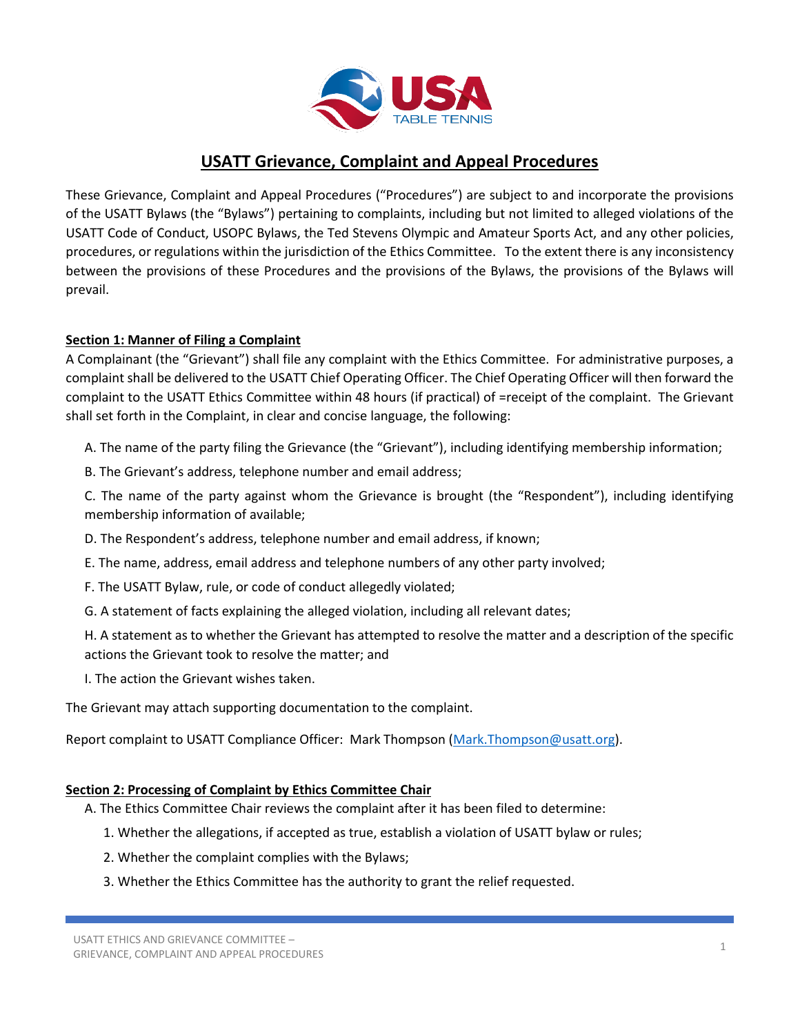# USATT Grievance, Complaint and Appeal Procedures

These Grievance, Complaint and Appeal Procedures ("Procedures") are subject to and incorporate the provisions of the USATT Bylaws (the "Bylaws") pertaining to complaints, including but not limited to alleged violations of the USATT Code of Conduct, USOPC Bylaws, the Ted Stevens Olympic and Amateur Sports Act, and any other policies, procedures, or regulations within the jurisdiction of the Ethics Committee. To the extent there is any inconsistency between the provisions of these Procedures and the provisions of the Bylaws, the provisions of the Bylaws will prevail.

## Section 1: Manner of Filing a Complaint

A Complainant (the "Grievant") shall file any complaint with the Ethics Committee. For administrative purposes, a complaint shall be delivered to the USATT Chief Operating Officer. The Chief Operating Officer will then forward the complaint to the USATT Ethics Committee within 48 hours (if practical) of =receipt of the complaint. The Grievant shall set forth in the Complaint, in clear and concise language, the following:

A. The name of the party filing the Grievance (the "Grievant"), including identifying membership information;

B. The Grievant's address, telephone number and email address;

C. The name of the party against whom the Grievance is brought (the "Respondent"), including identifying membership information of available;

D. The Respondent's address, telephone number and email address, if known;

E. The name, address, email address and telephone numbers of any other party involved;

F. The USATT Bylaw, rule, or code of conduct allegedly violated;

G. A statement of facts explaining the alleged violation, including all relevant dates;

H. A statement as to whether the Grievant has attempted to resolve the matter and a description of the specific actions the Grievant took to resolve the matter; and

I. The action the Grievant wishes taken.

The Grievant may attach supporting documentation to the complaint.

Report complaint to USATT Compliance Officer: Mark Thompson (Mark.Thompson@usatt.org).

## Section 2: Processing of Complaint by Ethics Committee Chair

A. The Ethics Committee Chair reviews the complaint after it has been filed to determine:

1. Whether the allegations, if accepted as true, establish a violation of USATT bylaw or rules;
2. Whether the complaint complies with the Bylaws;
3. Whether the Ethics Committee has the authority to grant the relief requested.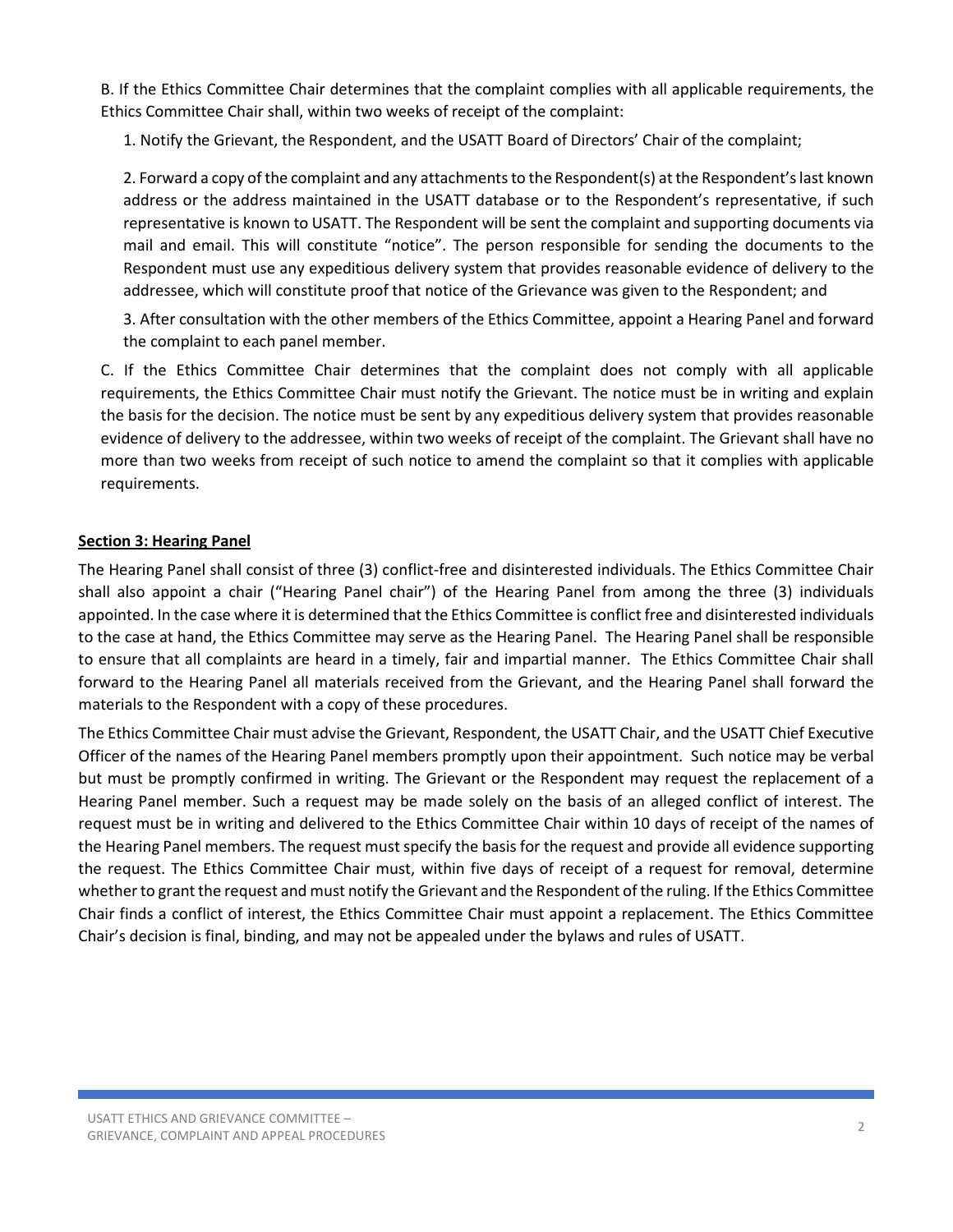B. If the Ethics Committee Chair determines that the complaint complies with all applicable requirements, the Ethics Committee Chair shall, within two weeks of receipt of the complaint:

1. Notify the Grievant, the Respondent, and the USATT Board of Directors' Chair of the complaint;

2. Forward a copy of the complaint and any attachments to the Respondent(s) at the Respondent's last known address or the address maintained in the USATT database or to the Respondent's representative, if such representative is known to USATT. The Respondent will be sent the complaint and supporting documents via mail and email. This will constitute "notice". The person responsible for sending the documents to the Respondent must use any expeditious delivery system that provides reasonable evidence of delivery to the addressee, which will constitute proof that notice of the Grievance was given to the Respondent; and

3. After consultation with the other members of the Ethics Committee, appoint a Hearing Panel and forward the complaint to each panel member.

C. If the Ethics Committee Chair determines that the complaint does not comply with all applicable requirements, the Ethics Committee Chair must notify the Grievant. The notice must be in writing and explain the basis for the decision. The notice must be sent by any expeditious delivery system that provides reasonable evidence of delivery to the addressee, within two weeks of receipt of the complaint. The Grievant shall have no more than two weeks from receipt of such notice to amend the complaint so that it complies with applicable requirements.

**Section 3: Hearing Panel**

The Hearing Panel shall consist of three (3) conflict-free and disinterested individuals. The Ethics Committee Chair shall also appoint a chair ("Hearing Panel chair") of the Hearing Panel from among the three (3) individuals appointed. In the case where it is determined that the Ethics Committee is conflict free and disinterested individuals to the case at hand, the Ethics Committee may serve as the Hearing Panel. The Hearing Panel shall be responsible to ensure that all complaints are heard in a timely, fair and impartial manner. The Ethics Committee Chair shall forward to the Hearing Panel all materials received from the Grievant, and the Hearing Panel shall forward the materials to the Respondent with a copy of these procedures.

The Ethics Committee Chair must advise the Grievant, Respondent, the USATT Chair, and the USATT Chief Executive Officer of the names of the Hearing Panel members promptly upon their appointment. Such notice may be verbal but must be promptly confirmed in writing. The Grievant or the Respondent may request the replacement of a Hearing Panel member. Such a request may be made solely on the basis of an alleged conflict of interest. The request must be in writing and delivered to the Ethics Committee Chair within 10 days of receipt of the names of the Hearing Panel members. The request must specify the basis for the request and provide all evidence supporting the request. The Ethics Committee Chair must, within five days of receipt of a request for removal, determine whether to grant the request and must notify the Grievant and the Respondent of the ruling. If the Ethics Committee Chair finds a conflict of interest, the Ethics Committee Chair must appoint a replacement. The Ethics Committee Chair's decision is final, binding, and may not be appealed under the bylaws and rules of USATT.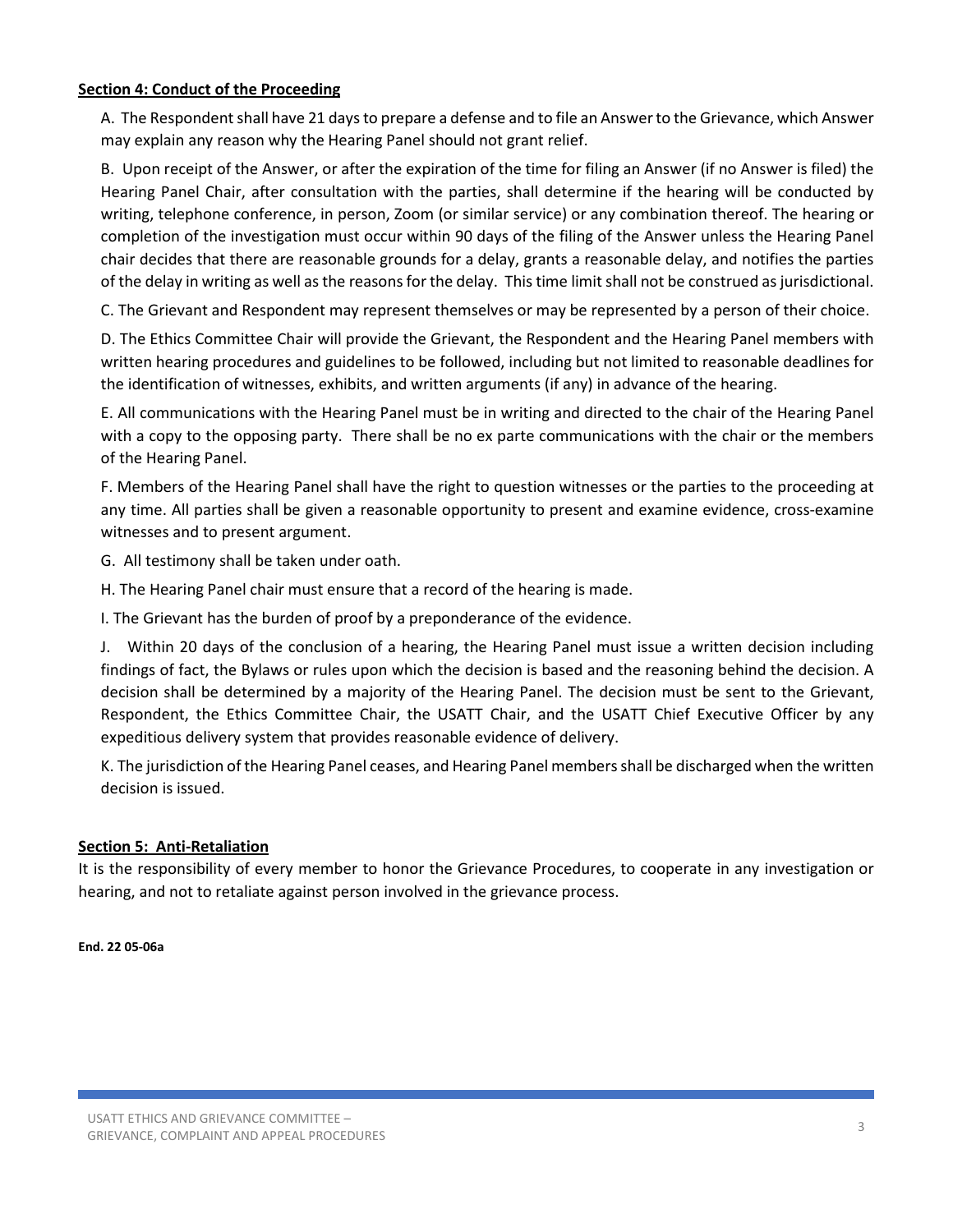**Section 4: Conduct of the Proceeding**

A. The Respondent shall have 21 days to prepare a defense and to file an Answer to the Grievance, which Answer may explain any reason why the Hearing Panel should not grant relief.

B. Upon receipt of the Answer, or after the expiration of the time for filing an Answer (if no Answer is filed) the Hearing Panel Chair, after consultation with the parties, shall determine if the hearing will be conducted by writing, telephone conference, in person, Zoom (or similar service) or any combination thereof. The hearing or completion of the investigation must occur within 90 days of the filing of the Answer unless the Hearing Panel chair decides that there are reasonable grounds for a delay, grants a reasonable delay, and notifies the parties of the delay in writing as well as the reasons for the delay. This time limit shall not be construed as jurisdictional.

C. The Grievant and Respondent may represent themselves or may be represented by a person of their choice.

D. The Ethics Committee Chair will provide the Grievant, the Respondent and the Hearing Panel members with written hearing procedures and guidelines to be followed, including but not limited to reasonable deadlines for the identification of witnesses, exhibits, and written arguments (if any) in advance of the hearing.

E. All communications with the Hearing Panel must be in writing and directed to the chair of the Hearing Panel with a copy to the opposing party. There shall be no ex parte communications with the chair or the members of the Hearing Panel.

F. Members of the Hearing Panel shall have the right to question witnesses or the parties to the proceeding at any time. All parties shall be given a reasonable opportunity to present and examine evidence, cross-examine witnesses and to present argument.

G. All testimony shall be taken under oath.

H. The Hearing Panel chair must ensure that a record of the hearing is made.

I. The Grievant has the burden of proof by a preponderance of the evidence.

J. Within 20 days of the conclusion of a hearing, the Hearing Panel must issue a written decision including findings of fact, the Bylaws or rules upon which the decision is based and the reasoning behind the decision. A decision shall be determined by a majority of the Hearing Panel. The decision must be sent to the Grievant, Respondent, the Ethics Committee Chair, the USATT Chair, and the USATT Chief Executive Officer by any expeditious delivery system that provides reasonable evidence of delivery.

K. The jurisdiction of the Hearing Panel ceases, and Hearing Panel members shall be discharged when the written decision is issued.

**Section 5: Anti-Retaliation**

It is the responsibility of every member to honor the Grievance Procedures, to cooperate in any investigation or hearing, and not to retaliate against person involved in the grievance process.

**End. 22 05-06a**